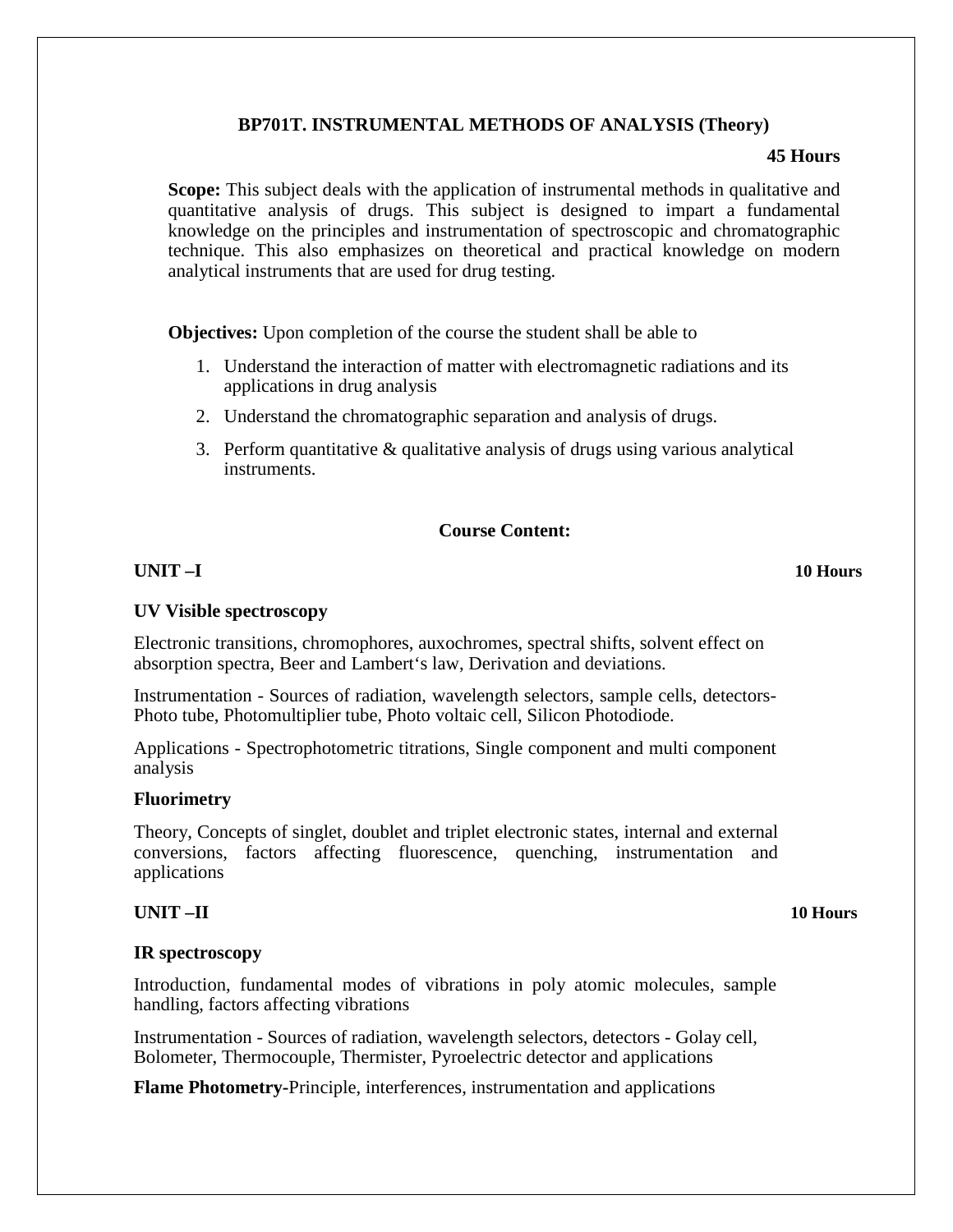## BP701T. INSTRUMENTAL METHODS OF ANALYSIS (Theory)

**45 Hours**

**Scope:** This subject deals with the application of instrumental methods in qualitative and quantitative analysis of drugs. This subject is designed to impart a fundamental knowledge on the principles and instrumentation of spectroscopic and chromatographic technique. This also emphasizes on theoretical and practical knowledge on modern analytical instruments that are used for drug testing.

**Objectives:** Upon completion of the course the student shall be able to

1. Understand the interaction of matter with electromagnetic radiations and its applications in drug analysis
2. Understand the chromatographic separation and analysis of drugs.
3. Perform quantitative & qualitative analysis of drugs using various analytical instruments.

### Course Content:

**UNIT –I** **10 Hours**

**UV Visible spectroscopy**

Electronic transitions, chromophores, auxochromes, spectral shifts, solvent effect on absorption spectra, Beer and Lambert's law, Derivation and deviations.

Instrumentation - Sources of radiation, wavelength selectors, sample cells, detectors- Photo tube, Photomultiplier tube, Photo voltaic cell, Silicon Photodiode.

Applications - Spectrophotometric titrations, Single component and multi component analysis

**Fluorimetry**

Theory, Concepts of singlet, doublet and triplet electronic states, internal and external conversions, factors affecting fluorescence, quenching, instrumentation and applications

**UNIT –II** **10 Hours**

**IR spectroscopy**

Introduction, fundamental modes of vibrations in poly atomic molecules, sample handling, factors affecting vibrations

Instrumentation - Sources of radiation, wavelength selectors, detectors - Golay cell, Bolometer, Thermocouple, Thermister, Pyroelectric detector and applications

**Flame Photometry**-Principle, interferences, instrumentation and applications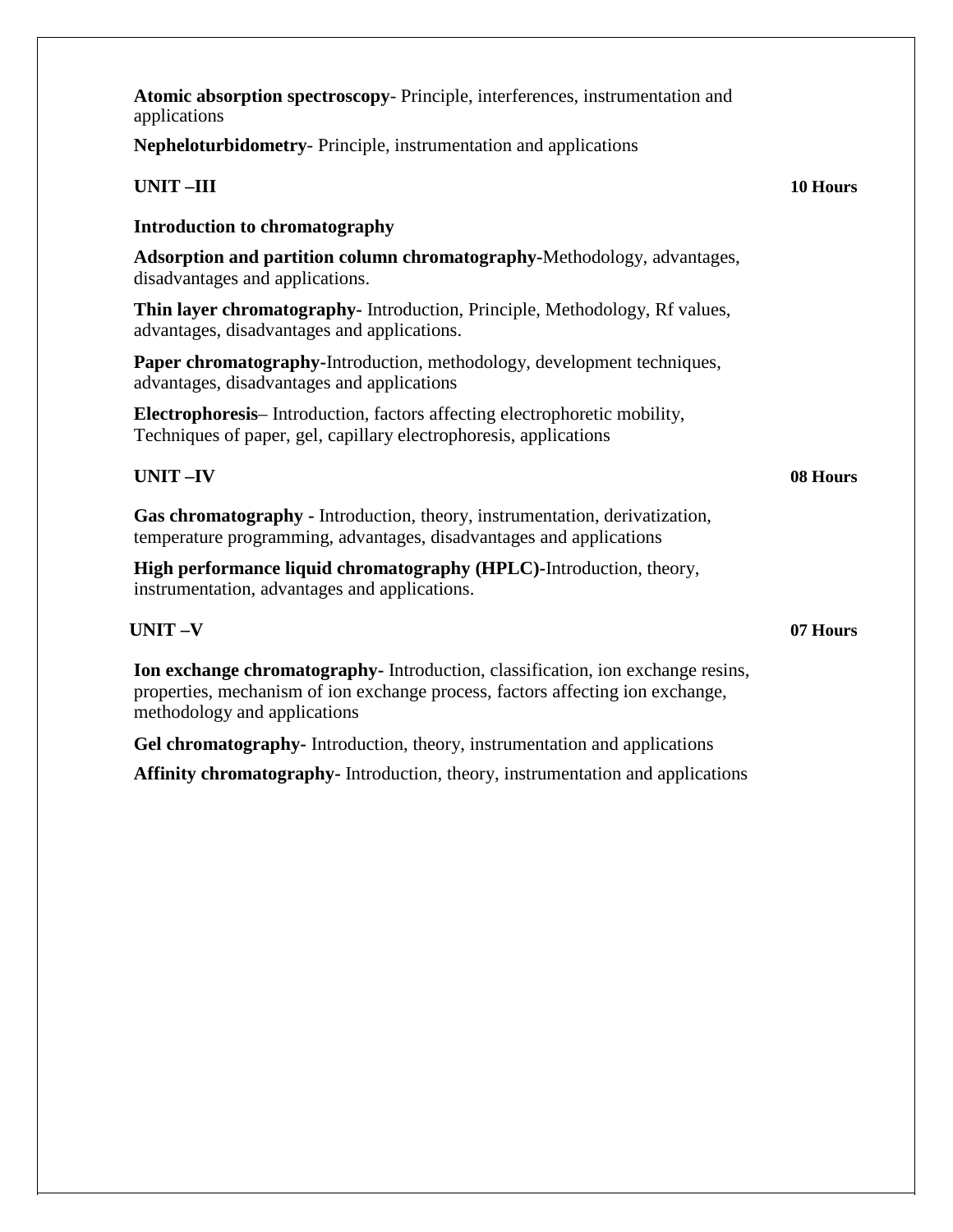**Atomic absorption spectroscopy**- Principle, interferences, instrumentation and applications

**Nepheloturbidometry**- Principle, instrumentation and applications

### UNIT –III 10 Hours

**Introduction to chromatography**

**Adsorption and partition column chromatography**-Methodology, advantages, disadvantages and applications.

**Thin layer chromatography-** Introduction, Principle, Methodology, Rf values, advantages, disadvantages and applications.

**Paper chromatography**-Introduction, methodology, development techniques, advantages, disadvantages and applications

**Electrophoresis**– Introduction, factors affecting electrophoretic mobility, Techniques of paper, gel, capillary electrophoresis, applications

### UNIT –IV 08 Hours

**Gas chromatography -** Introduction, theory, instrumentation, derivatization, temperature programming, advantages, disadvantages and applications

**High performance liquid chromatography (HPLC)-**Introduction, theory, instrumentation, advantages and applications.

### UNIT –V 07 Hours

**Ion exchange chromatography-** Introduction, classification, ion exchange resins, properties, mechanism of ion exchange process, factors affecting ion exchange, methodology and applications

**Gel chromatography-** Introduction, theory, instrumentation and applications

**Affinity chromatography-** Introduction, theory, instrumentation and applications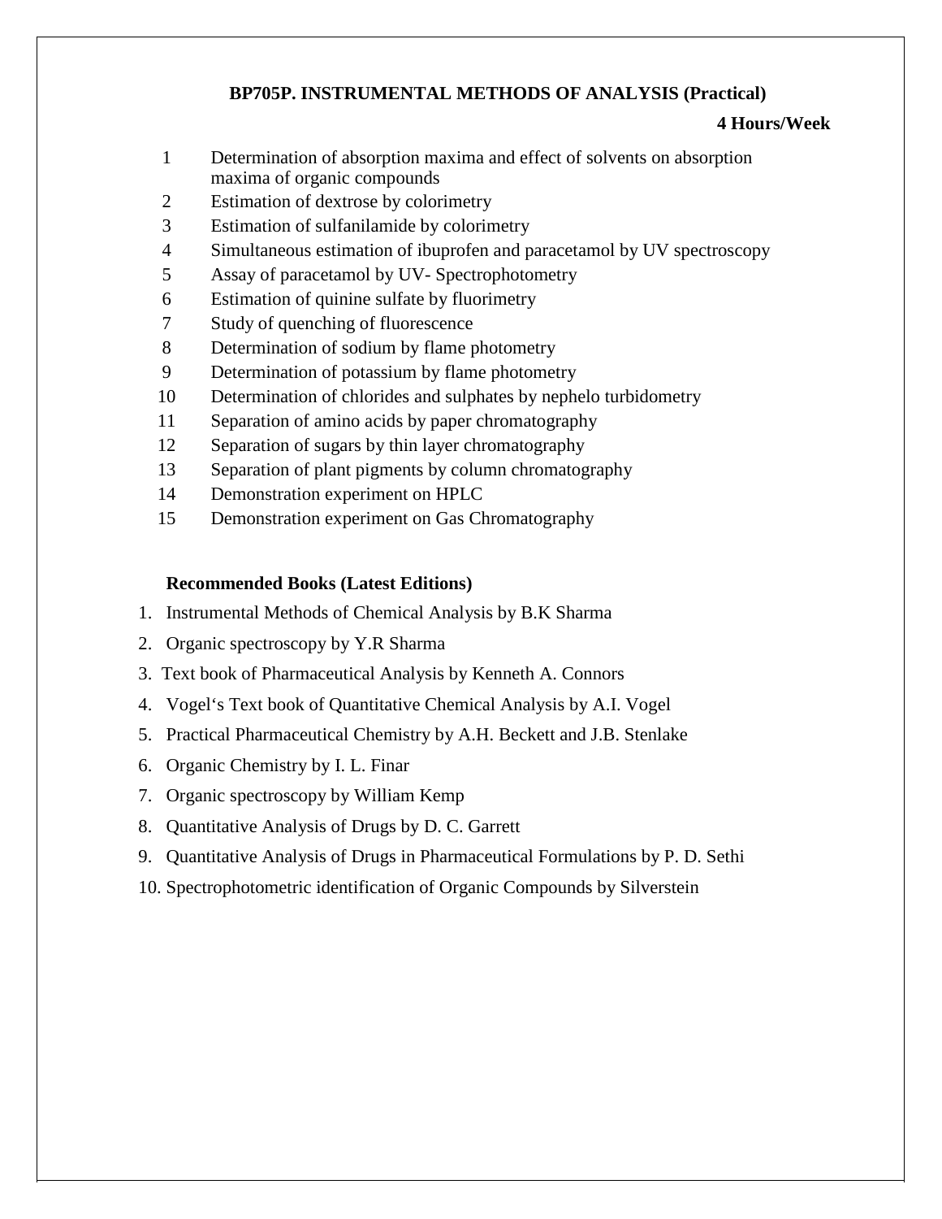**BP705P. INSTRUMENTAL METHODS OF ANALYSIS (Practical)**

**4 Hours/Week**

1. Determination of absorption maxima and effect of solvents on absorption maxima of organic compounds
2. Estimation of dextrose by colorimetry
3. Estimation of sulfanilamide by colorimetry
4. Simultaneous estimation of ibuprofen and paracetamol by UV spectroscopy
5. Assay of paracetamol by UV- Spectrophotometry
6. Estimation of quinine sulfate by fluorimetry
7. Study of quenching of fluorescence
8. Determination of sodium by flame photometry
9. Determination of potassium by flame photometry
10. Determination of chlorides and sulphates by nephelo turbidometry
11. Separation of amino acids by paper chromatography
12. Separation of sugars by thin layer chromatography
13. Separation of plant pigments by column chromatography
14. Demonstration experiment on HPLC
15. Demonstration experiment on Gas Chromatography

**Recommended Books (Latest Editions)**

1. Instrumental Methods of Chemical Analysis by B.K Sharma
2. Organic spectroscopy by Y.R Sharma
3. Text book of Pharmaceutical Analysis by Kenneth A. Connors
4. Vogel's Text book of Quantitative Chemical Analysis by A.I. Vogel
5. Practical Pharmaceutical Chemistry by A.H. Beckett and J.B. Stenlake
6. Organic Chemistry by I. L. Finar
7. Organic spectroscopy by William Kemp
8. Quantitative Analysis of Drugs by D. C. Garrett
9. Quantitative Analysis of Drugs in Pharmaceutical Formulations by P. D. Sethi
10. Spectrophotometric identification of Organic Compounds by Silverstein